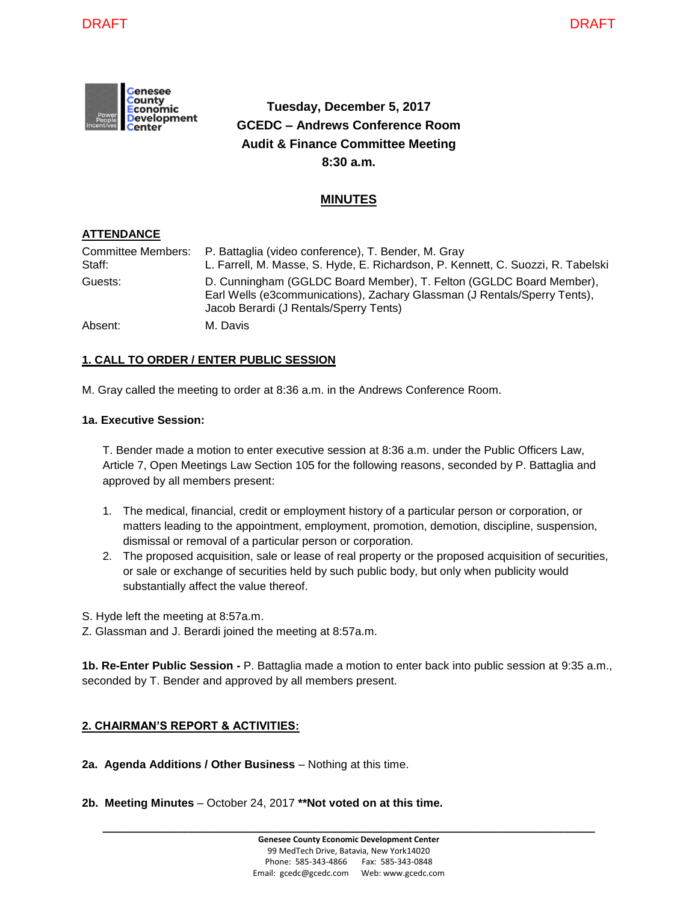DRAFT DRAFT

**Tuesday, December 5, 2017**
**GCEDC – Andrews Conference Room**
**Audit & Finance Committee Meeting**
**8:30 a.m.**

## MINUTES

### ATTENDANCE

| | |
|---|---|
| Committee Members: | P. Battaglia (video conference), T. Bender, M. Gray |
| Staff: | L. Farrell, M. Masse, S. Hyde, E. Richardson, P. Kennett, C. Suozzi, R. Tabelski |
| Guests: | D. Cunningham (GGLDC Board Member), T. Felton (GGLDC Board Member), Earl Wells (e3communications), Zachary Glassman (J Rentals/Sperry Tents), Jacob Berardi (J Rentals/Sperry Tents) |
| Absent: | M. Davis |

### 1. CALL TO ORDER / ENTER PUBLIC SESSION

M. Gray called the meeting to order at 8:36 a.m. in the Andrews Conference Room.

**1a. Executive Session:**

T. Bender made a motion to enter executive session at 8:36 a.m. under the Public Officers Law, Article 7, Open Meetings Law Section 105 for the following reasons, seconded by P. Battaglia and approved by all members present:

1. The medical, financial, credit or employment history of a particular person or corporation, or matters leading to the appointment, employment, promotion, demotion, discipline, suspension, dismissal or removal of a particular person or corporation.
2. The proposed acquisition, sale or lease of real property or the proposed acquisition of securities, or sale or exchange of securities held by such public body, but only when publicity would substantially affect the value thereof.

S. Hyde left the meeting at 8:57a.m.
Z. Glassman and J. Berardi joined the meeting at 8:57a.m.

**1b. Re-Enter Public Session -** P. Battaglia made a motion to enter back into public session at 9:35 a.m., seconded by T. Bender and approved by all members present.

### 2. CHAIRMAN'S REPORT & ACTIVITIES:

**2a. Agenda Additions / Other Business** – Nothing at this time.

**2b. Meeting Minutes** – October 24, 2017 **\*\*Not voted on at this time.**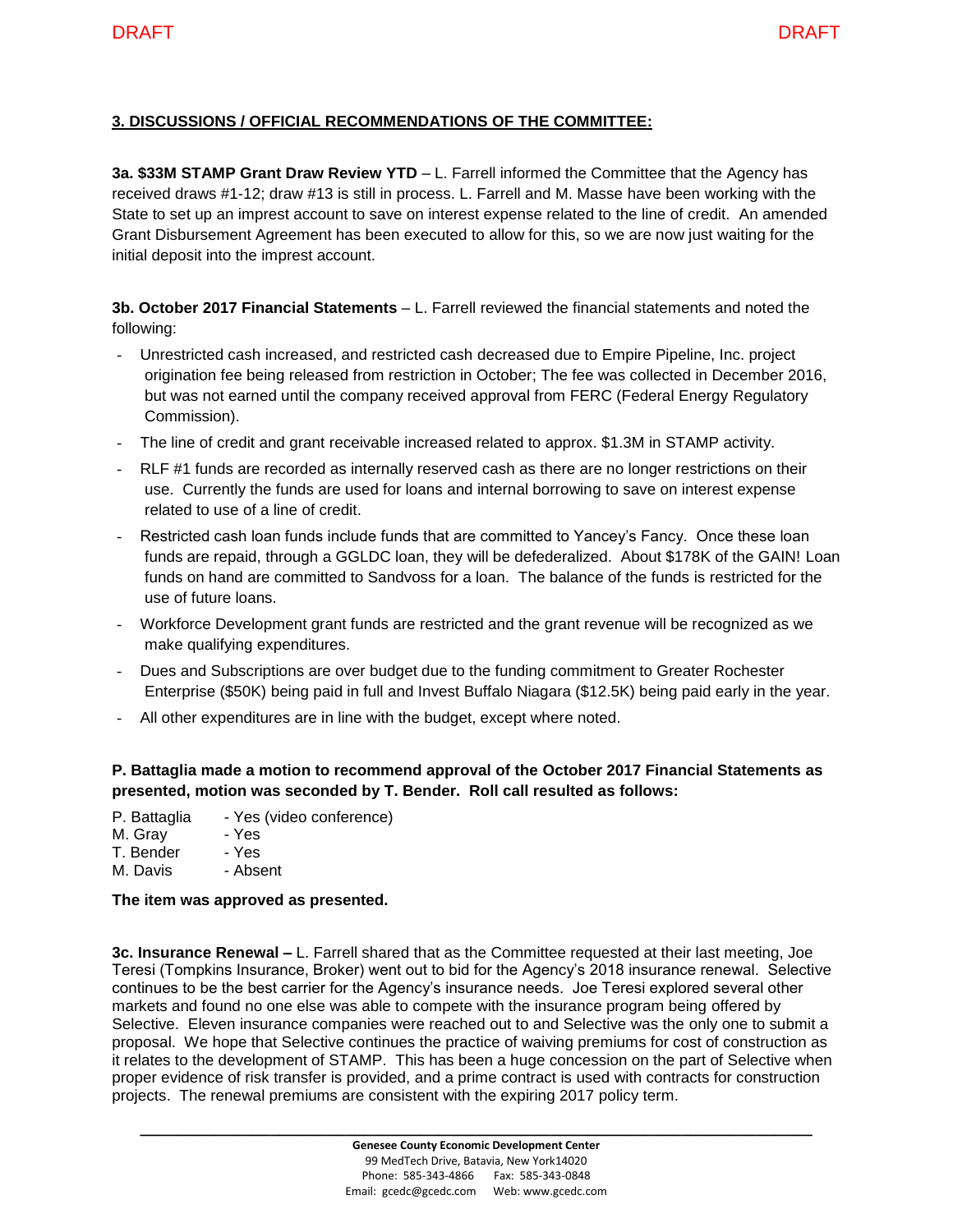DRAFT DRAFT

## 3. DISCUSSIONS / OFFICIAL RECOMMENDATIONS OF THE COMMITTEE:

**3a. $33M STAMP Grant Draw Review YTD** – L. Farrell informed the Committee that the Agency has received draws #1-12; draw #13 is still in process. L. Farrell and M. Masse have been working with the State to set up an imprest account to save on interest expense related to the line of credit. An amended Grant Disbursement Agreement has been executed to allow for this, so we are now just waiting for the initial deposit into the imprest account.

**3b. October 2017 Financial Statements** – L. Farrell reviewed the financial statements and noted the following:

- Unrestricted cash increased, and restricted cash decreased due to Empire Pipeline, Inc. project origination fee being released from restriction in October; The fee was collected in December 2016, but was not earned until the company received approval from FERC (Federal Energy Regulatory Commission).
- The line of credit and grant receivable increased related to approx. $1.3M in STAMP activity.
- RLF #1 funds are recorded as internally reserved cash as there are no longer restrictions on their use. Currently the funds are used for loans and internal borrowing to save on interest expense related to use of a line of credit.
- Restricted cash loan funds include funds that are committed to Yancey's Fancy. Once these loan funds are repaid, through a GGLDC loan, they will be defederalized. About $178K of the GAIN! Loan funds on hand are committed to Sandvoss for a loan. The balance of the funds is restricted for the use of future loans.
- Workforce Development grant funds are restricted and the grant revenue will be recognized as we make qualifying expenditures.
- Dues and Subscriptions are over budget due to the funding commitment to Greater Rochester Enterprise ($50K) being paid in full and Invest Buffalo Niagara ($12.5K) being paid early in the year.
- All other expenditures are in line with the budget, except where noted.

**P. Battaglia made a motion to recommend approval of the October 2017 Financial Statements as presented, motion was seconded by T. Bender. Roll call resulted as follows:**

P. Battaglia - Yes (video conference)
M. Gray - Yes
T. Bender - Yes
M. Davis - Absent

**The item was approved as presented.**

**3c. Insurance Renewal –** L. Farrell shared that as the Committee requested at their last meeting, Joe Teresi (Tompkins Insurance, Broker) went out to bid for the Agency's 2018 insurance renewal. Selective continues to be the best carrier for the Agency's insurance needs. Joe Teresi explored several other markets and found no one else was able to compete with the insurance program being offered by Selective. Eleven insurance companies were reached out to and Selective was the only one to submit a proposal. We hope that Selective continues the practice of waiving premiums for cost of construction as it relates to the development of STAMP. This has been a huge concession on the part of Selective when proper evidence of risk transfer is provided, and a prime contract is used with contracts for construction projects. The renewal premiums are consistent with the expiring 2017 policy term.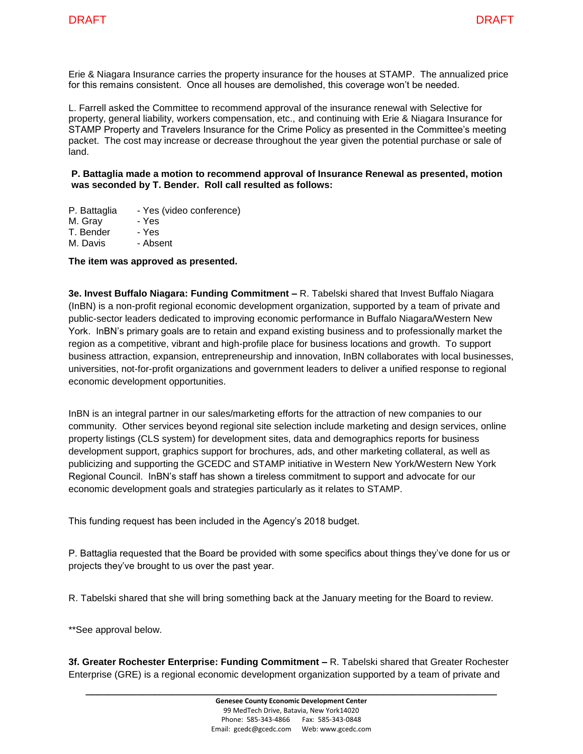Erie & Niagara Insurance carries the property insurance for the houses at STAMP. The annualized price for this remains consistent. Once all houses are demolished, this coverage won't be needed.

L. Farrell asked the Committee to recommend approval of the insurance renewal with Selective for property, general liability, workers compensation, etc., and continuing with Erie & Niagara Insurance for STAMP Property and Travelers Insurance for the Crime Policy as presented in the Committee's meeting packet. The cost may increase or decrease throughout the year given the potential purchase or sale of land.

**P. Battaglia made a motion to recommend approval of Insurance Renewal as presented, motion was seconded by T. Bender. Roll call resulted as follows:**

P. Battaglia - Yes (video conference)
M. Gray - Yes
T. Bender - Yes
M. Davis - Absent

**The item was approved as presented.**

**3e. Invest Buffalo Niagara: Funding Commitment –** R. Tabelski shared that Invest Buffalo Niagara (InBN) is a non-profit regional economic development organization, supported by a team of private and public-sector leaders dedicated to improving economic performance in Buffalo Niagara/Western New York. InBN's primary goals are to retain and expand existing business and to professionally market the region as a competitive, vibrant and high-profile place for business locations and growth. To support business attraction, expansion, entrepreneurship and innovation, InBN collaborates with local businesses, universities, not-for-profit organizations and government leaders to deliver a unified response to regional economic development opportunities.

InBN is an integral partner in our sales/marketing efforts for the attraction of new companies to our community. Other services beyond regional site selection include marketing and design services, online property listings (CLS system) for development sites, data and demographics reports for business development support, graphics support for brochures, ads, and other marketing collateral, as well as publicizing and supporting the GCEDC and STAMP initiative in Western New York/Western New York Regional Council. InBN's staff has shown a tireless commitment to support and advocate for our economic development goals and strategies particularly as it relates to STAMP.

This funding request has been included in the Agency's 2018 budget.

P. Battaglia requested that the Board be provided with some specifics about things they've done for us or projects they've brought to us over the past year.

R. Tabelski shared that she will bring something back at the January meeting for the Board to review.

**See approval below.

**3f. Greater Rochester Enterprise: Funding Commitment –** R. Tabelski shared that Greater Rochester Enterprise (GRE) is a regional economic development organization supported by a team of private and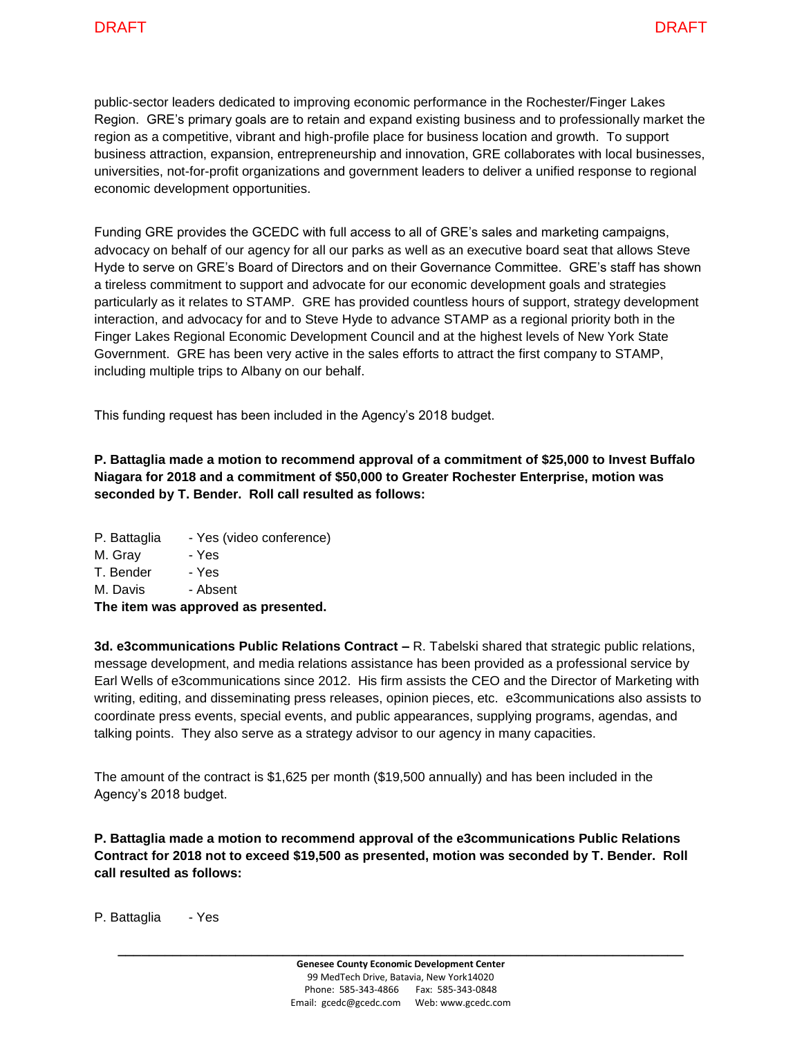public-sector leaders dedicated to improving economic performance in the Rochester/Finger Lakes Region. GRE's primary goals are to retain and expand existing business and to professionally market the region as a competitive, vibrant and high-profile place for business location and growth. To support business attraction, expansion, entrepreneurship and innovation, GRE collaborates with local businesses, universities, not-for-profit organizations and government leaders to deliver a unified response to regional economic development opportunities.

Funding GRE provides the GCEDC with full access to all of GRE's sales and marketing campaigns, advocacy on behalf of our agency for all our parks as well as an executive board seat that allows Steve Hyde to serve on GRE's Board of Directors and on their Governance Committee. GRE's staff has shown a tireless commitment to support and advocate for our economic development goals and strategies particularly as it relates to STAMP. GRE has provided countless hours of support, strategy development interaction, and advocacy for and to Steve Hyde to advance STAMP as a regional priority both in the Finger Lakes Regional Economic Development Council and at the highest levels of New York State Government. GRE has been very active in the sales efforts to attract the first company to STAMP, including multiple trips to Albany on our behalf.

This funding request has been included in the Agency's 2018 budget.

**P. Battaglia made a motion to recommend approval of a commitment of $25,000 to Invest Buffalo Niagara for 2018 and a commitment of $50,000 to Greater Rochester Enterprise, motion was seconded by T. Bender. Roll call resulted as follows:**

P. Battaglia - Yes (video conference)
M. Gray - Yes
T. Bender - Yes
M. Davis - Absent

**The item was approved as presented.**

**3d. e3communications Public Relations Contract –** R. Tabelski shared that strategic public relations, message development, and media relations assistance has been provided as a professional service by Earl Wells of e3communications since 2012. His firm assists the CEO and the Director of Marketing with writing, editing, and disseminating press releases, opinion pieces, etc. e3communications also assists to coordinate press events, special events, and public appearances, supplying programs, agendas, and talking points. They also serve as a strategy advisor to our agency in many capacities.

The amount of the contract is $1,625 per month ($19,500 annually) and has been included in the Agency's 2018 budget.

**P. Battaglia made a motion to recommend approval of the e3communications Public Relations Contract for 2018 not to exceed $19,500 as presented, motion was seconded by T. Bender. Roll call resulted as follows:**

P. Battaglia - Yes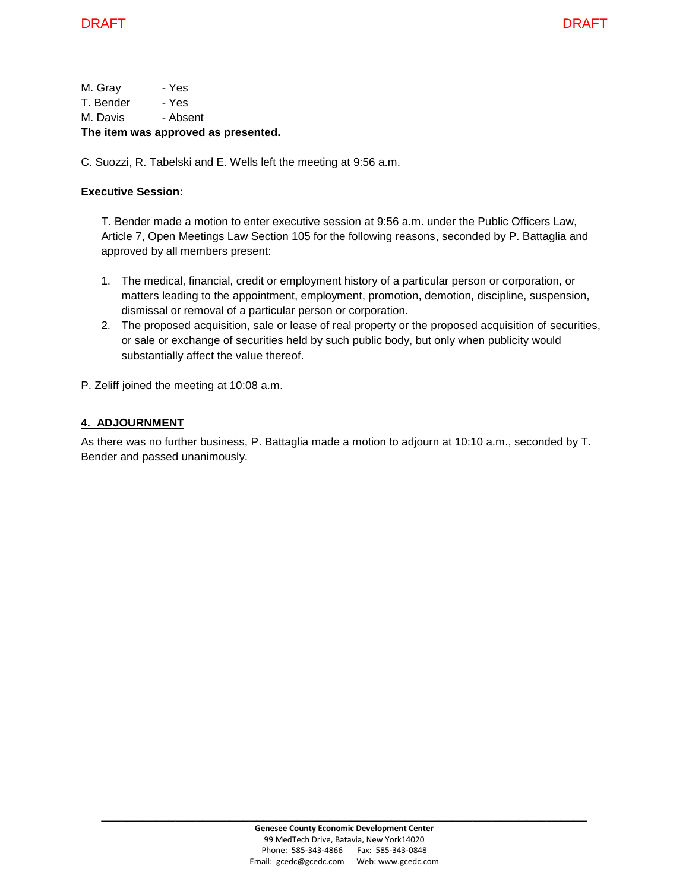M. Gray - Yes
T. Bender - Yes
M. Davis - Absent

**The item was approved as presented.**

C. Suozzi, R. Tabelski and E. Wells left the meeting at 9:56 a.m.

**Executive Session:**

T. Bender made a motion to enter executive session at 9:56 a.m. under the Public Officers Law, Article 7, Open Meetings Law Section 105 for the following reasons, seconded by P. Battaglia and approved by all members present:

1. The medical, financial, credit or employment history of a particular person or corporation, or matters leading to the appointment, employment, promotion, demotion, discipline, suspension, dismissal or removal of a particular person or corporation.
2. The proposed acquisition, sale or lease of real property or the proposed acquisition of securities, or sale or exchange of securities held by such public body, but only when publicity would substantially affect the value thereof.

P. Zeliff joined the meeting at 10:08 a.m.

## 4. ADJOURNMENT

As there was no further business, P. Battaglia made a motion to adjourn at 10:10 a.m., seconded by T. Bender and passed unanimously.